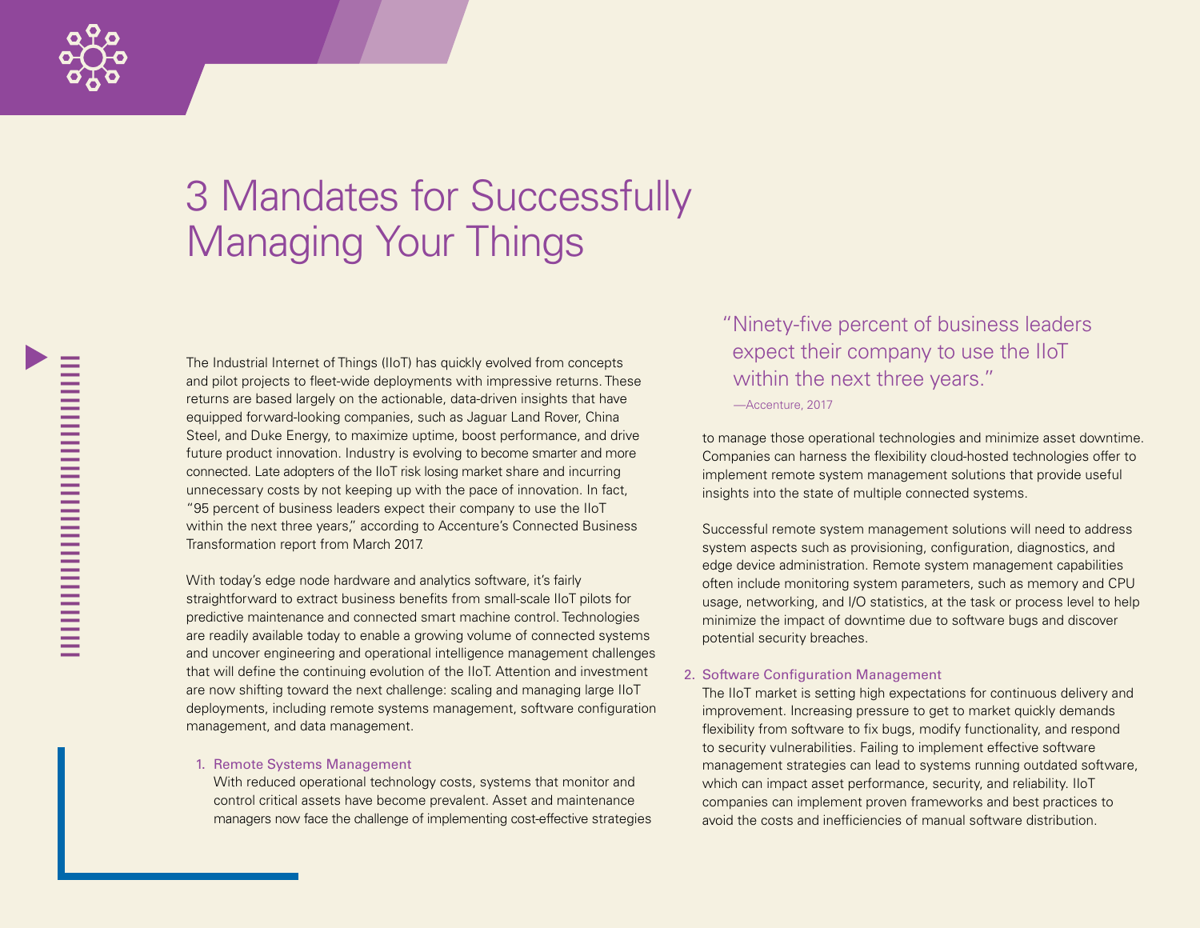# 3 Mandates for Successfully Managing Your Things

The Industrial Internet of Things (IIoT) has quickly evolved from concepts and pilot projects to fleet-wide deployments with impressive returns. These returns are based largely on the actionable, data-driven insights that have equipped forward-looking companies, such as Jaguar Land Rover, China Steel, and Duke Energy, to maximize uptime, boost performance, and drive future product innovation. Industry is evolving to become smarter and more connected. Late adopters of the IIoT risk losing market share and incurring unnecessary costs by not keeping up with the pace of innovation. In fact, "95 percent of business leaders expect their company to use the IIoT within the next three years," according to Accenture's Connected Business Transformation report from March 2017.

With today's edge node hardware and analytics software, it's fairly straightforward to extract business benefits from small-scale IIoT pilots for predictive maintenance and connected smart machine control. Technologies are readily available today to enable a growing volume of connected systems and uncover engineering and operational intelligence management challenges that will define the continuing evolution of the IIoT. Attention and investment are now shifting toward the next challenge: scaling and managing large IIoT deployments, including remote systems management, software configuration management, and data management.

1. Remote Systems Management
   With reduced operational technology costs, systems that monitor and control critical assets have become prevalent. Asset and maintenance managers now face the challenge of implementing cost-effective strategies to manage those operational technologies and minimize asset downtime. Companies can harness the flexibility cloud-hosted technologies offer to implement remote system management solutions that provide useful insights into the state of multiple connected systems.

   Successful remote system management solutions will need to address system aspects such as provisioning, configuration, diagnostics, and edge device administration. Remote system management capabilities often include monitoring system parameters, such as memory and CPU usage, networking, and I/O statistics, at the task or process level to help minimize the impact of downtime due to software bugs and discover potential security breaches.

> "Ninety-five percent of business leaders expect their company to use the IIoT within the next three years."
>
> —Accenture, 2017

2. Software Configuration Management
   The IIoT market is setting high expectations for continuous delivery and improvement. Increasing pressure to get to market quickly demands flexibility from software to fix bugs, modify functionality, and respond to security vulnerabilities. Failing to implement effective software management strategies can lead to systems running outdated software, which can impact asset performance, security, and reliability. IIoT companies can implement proven frameworks and best practices to avoid the costs and inefficiencies of manual software distribution.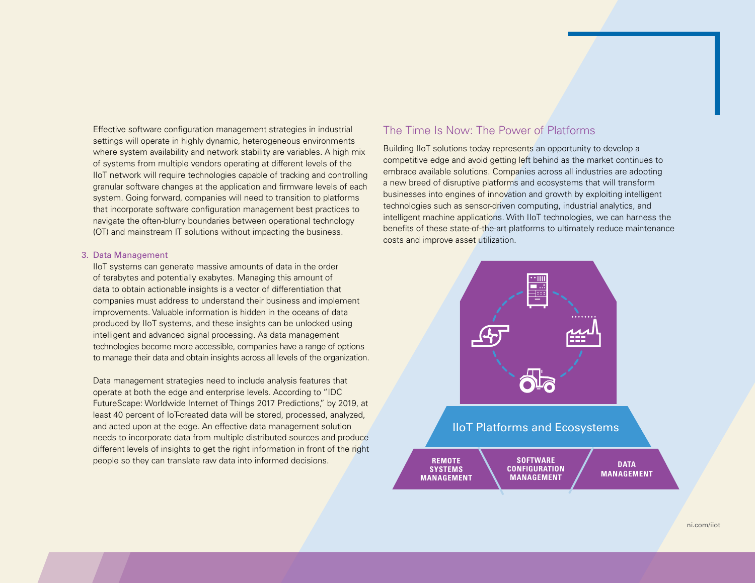Effective software configuration management strategies in industrial settings will operate in highly dynamic, heterogeneous environments where system availability and network stability are variables. A high mix of systems from multiple vendors operating at different levels of the IIoT network will require technologies capable of tracking and controlling granular software changes at the application and firmware levels of each system. Going forward, companies will need to transition to platforms that incorporate software configuration management best practices to navigate the often-blurry boundaries between operational technology (OT) and mainstream IT solutions without impacting the business.

3. Data Management

IIoT systems can generate massive amounts of data in the order of terabytes and potentially exabytes. Managing this amount of data to obtain actionable insights is a vector of differentiation that companies must address to understand their business and implement improvements. Valuable information is hidden in the oceans of data produced by IIoT systems, and these insights can be unlocked using intelligent and advanced signal processing. As data management technologies become more accessible, companies have a range of options to manage their data and obtain insights across all levels of the organization.

Data management strategies need to include analysis features that operate at both the edge and enterprise levels. According to "IDC FutureScape: Worldwide Internet of Things 2017 Predictions," by 2019, at least 40 percent of IoT-created data will be stored, processed, analyzed, and acted upon at the edge. An effective data management solution needs to incorporate data from multiple distributed sources and produce different levels of insights to get the right information in front of the right people so they can translate raw data into informed decisions.

## The Time Is Now: The Power of Platforms

Building IIoT solutions today represents an opportunity to develop a competitive edge and avoid getting left behind as the market continues to embrace available solutions. Companies across all industries are adopting a new breed of disruptive platforms and ecosystems that will transform businesses into engines of innovation and growth by exploiting intelligent technologies such as sensor-driven computing, industrial analytics, and intelligent machine applications. With IIoT technologies, we can harness the benefits of these state-of-the-art platforms to ultimately reduce maintenance costs and improve asset utilization.

IIoT Platforms and Ecosystems

REMOTE SYSTEMS MANAGEMENT

SOFTWARE CONFIGURATION MANAGEMENT

DATA MANAGEMENT